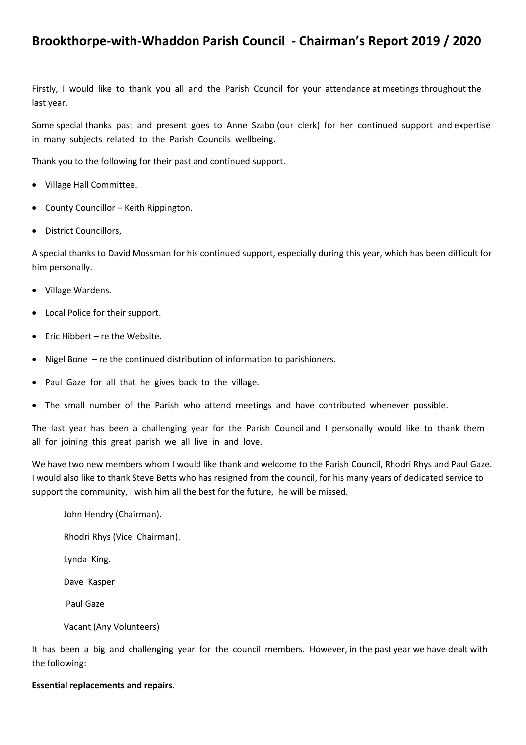# Brookthorpe-with-Whaddon Parish Council - Chairman's Report 2019 / 2020

Firstly, I would like to thank you all and the Parish Council for your attendance at meetings throughout the last year.

Some special thanks past and present goes to Anne Szabo (our clerk) for her continued support and expertise in many subjects related to the Parish Councils wellbeing.

Thank you to the following for their past and continued support.

- Village Hall Committee.
- County Councillor – Keith Rippington.
- District Councillors,

A special thanks to David Mossman for his continued support, especially during this year, which has been difficult for him personally.

- Village Wardens.
- Local Police for their support.
- Eric Hibbert – re the Website.
- Nigel Bone – re the continued distribution of information to parishioners.
- Paul Gaze for all that he gives back to the village.
- The small number of the Parish who attend meetings and have contributed whenever possible.

The last year has been a challenging year for the Parish Council and I personally would like to thank them all for joining this great parish we all live in and love.

We have two new members whom I would like thank and welcome to the Parish Council, Rhodri Rhys and Paul Gaze. I would also like to thank Steve Betts who has resigned from the council, for his many years of dedicated service to support the community, I wish him all the best for the future, he will be missed.

John Hendry (Chairman).

Rhodri Rhys (Vice Chairman).

Lynda King.

Dave Kasper

Paul Gaze

Vacant (Any Volunteers)

It has been a big and challenging year for the council members. However, in the past year we have dealt with the following:

**Essential replacements and repairs.**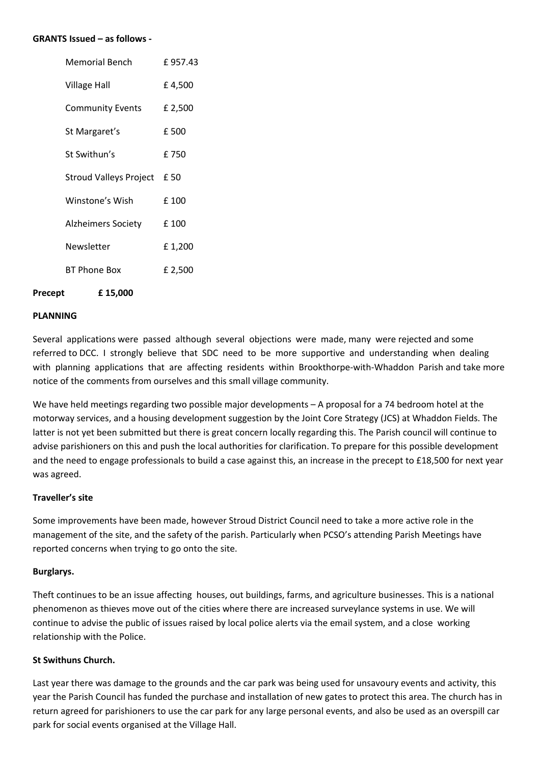**GRANTS Issued – as follows -**

| | |
|---|---|
| Memorial Bench | £ 957.43 |
| Village Hall | £ 4,500 |
| Community Events | £ 2,500 |
| St Margaret's | £ 500 |
| St Swithun's | £ 750 |
| Stroud Valleys Project | £ 50 |
| Winstone's Wish | £ 100 |
| Alzheimers Society | £ 100 |
| Newsletter | £ 1,200 |
| BT Phone Box | £ 2,500 |

**Precept £ 15,000**

**PLANNING**

Several applications were passed although several objections were made, many were rejected and some referred to DCC. I strongly believe that SDC need to be more supportive and understanding when dealing with planning applications that are affecting residents within Brookthorpe-with-Whaddon Parish and take more notice of the comments from ourselves and this small village community.

We have held meetings regarding two possible major developments – A proposal for a 74 bedroom hotel at the motorway services, and a housing development suggestion by the Joint Core Strategy (JCS) at Whaddon Fields. The latter is not yet been submitted but there is great concern locally regarding this. The Parish council will continue to advise parishioners on this and push the local authorities for clarification. To prepare for this possible development and the need to engage professionals to build a case against this, an increase in the precept to £18,500 for next year was agreed.

**Traveller's site**

Some improvements have been made, however Stroud District Council need to take a more active role in the management of the site, and the safety of the parish. Particularly when PCSO's attending Parish Meetings have reported concerns when trying to go onto the site.

**Burglarys.**

Theft continues to be an issue affecting houses, out buildings, farms, and agriculture businesses. This is a national phenomenon as thieves move out of the cities where there are increased surveylance systems in use. We will continue to advise the public of issues raised by local police alerts via the email system, and a close working relationship with the Police.

**St Swithuns Church.**

Last year there was damage to the grounds and the car park was being used for unsavoury events and activity, this year the Parish Council has funded the purchase and installation of new gates to protect this area. The church has in return agreed for parishioners to use the car park for any large personal events, and also be used as an overspill car park for social events organised at the Village Hall.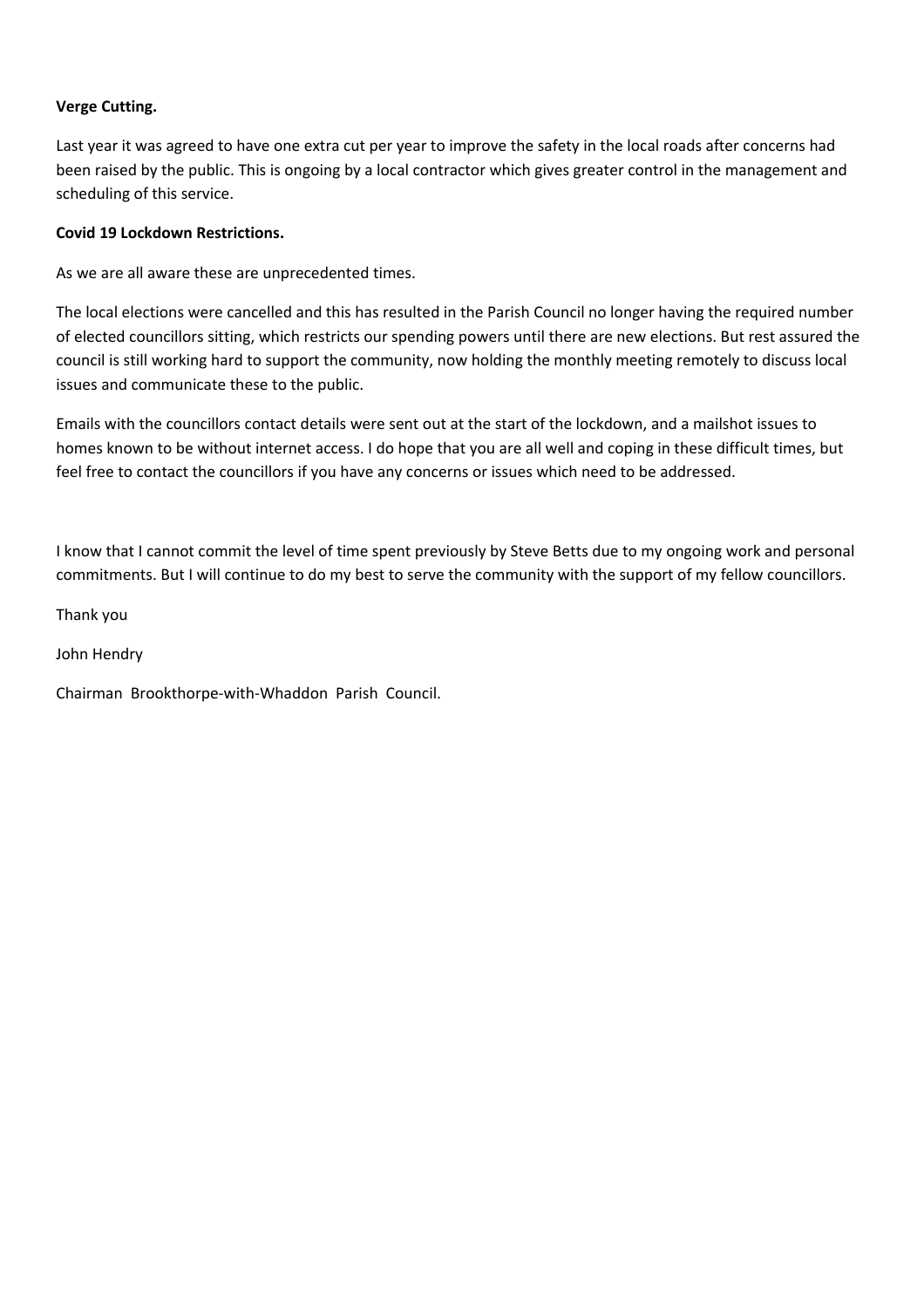**Verge Cutting.**

Last year it was agreed to have one extra cut per year to improve the safety in the local roads after concerns had been raised by the public. This is ongoing by a local contractor which gives greater control in the management and scheduling of this service.

**Covid 19 Lockdown Restrictions.**

As we are all aware these are unprecedented times.

The local elections were cancelled and this has resulted in the Parish Council no longer having the required number of elected councillors sitting, which restricts our spending powers until there are new elections. But rest assured the council is still working hard to support the community, now holding the monthly meeting remotely to discuss local issues and communicate these to the public.

Emails with the councillors contact details were sent out at the start of the lockdown, and a mailshot issues to homes known to be without internet access. I do hope that you are all well and coping in these difficult times, but feel free to contact the councillors if you have any concerns or issues which need to be addressed.

I know that I cannot commit the level of time spent previously by Steve Betts due to my ongoing work and personal commitments. But I will continue to do my best to serve the community with the support of my fellow councillors.

Thank you

John Hendry

Chairman Brookthorpe-with-Whaddon Parish Council.